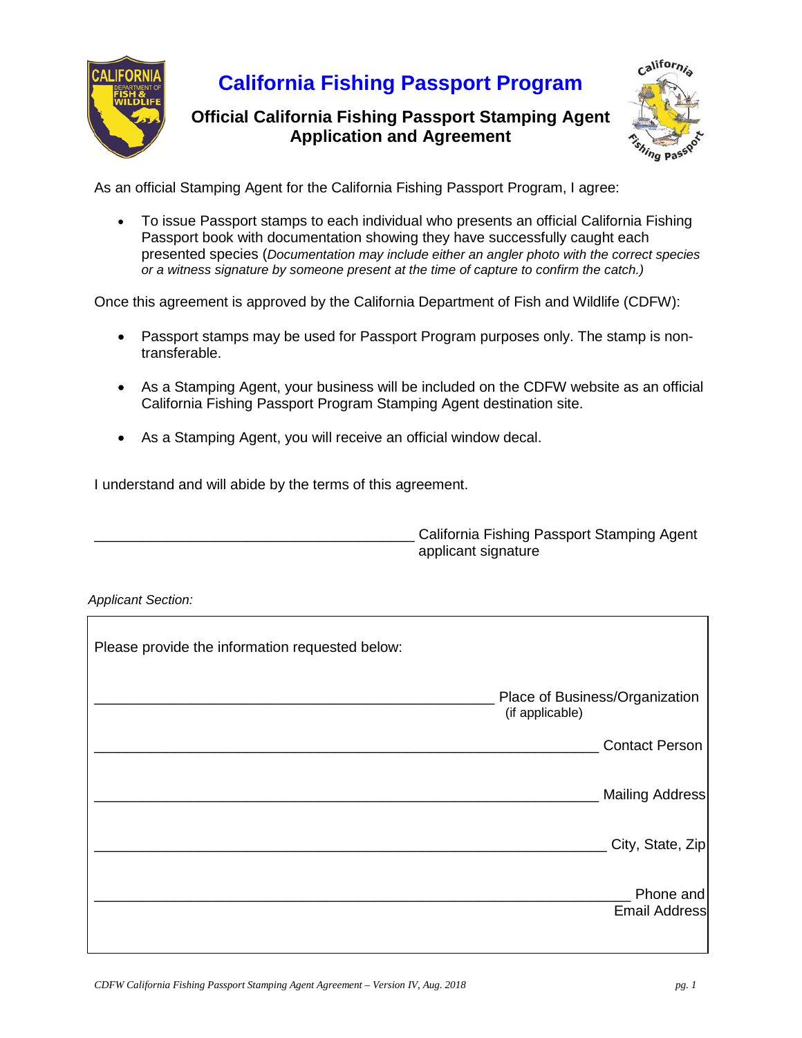# California Fishing Passport Program

## Official California Fishing Passport Stamping Agent Application and Agreement

As an official Stamping Agent for the California Fishing Passport Program, I agree:

- To issue Passport stamps to each individual who presents an official California Fishing Passport book with documentation showing they have successfully caught each presented species (*Documentation may include either an angler photo with the correct species or a witness signature by someone present at the time of capture to confirm the catch.)*

Once this agreement is approved by the California Department of Fish and Wildlife (CDFW):

- Passport stamps may be used for Passport Program purposes only. The stamp is non-transferable.
- As a Stamping Agent, your business will be included on the CDFW website as an official California Fishing Passport Program Stamping Agent destination site.
- As a Stamping Agent, you will receive an official window decal.

I understand and will abide by the terms of this agreement.

________________________________________ California Fishing Passport Stamping Agent applicant signature

*Applicant Section:*

Please provide the information requested below:

__________________________________________________ Place of Business/Organization (if applicable)

__________________________________________________ Contact Person

__________________________________________________ Mailing Address

__________________________________________________ City, State, Zip

__________________________________________________ Phone and Email Address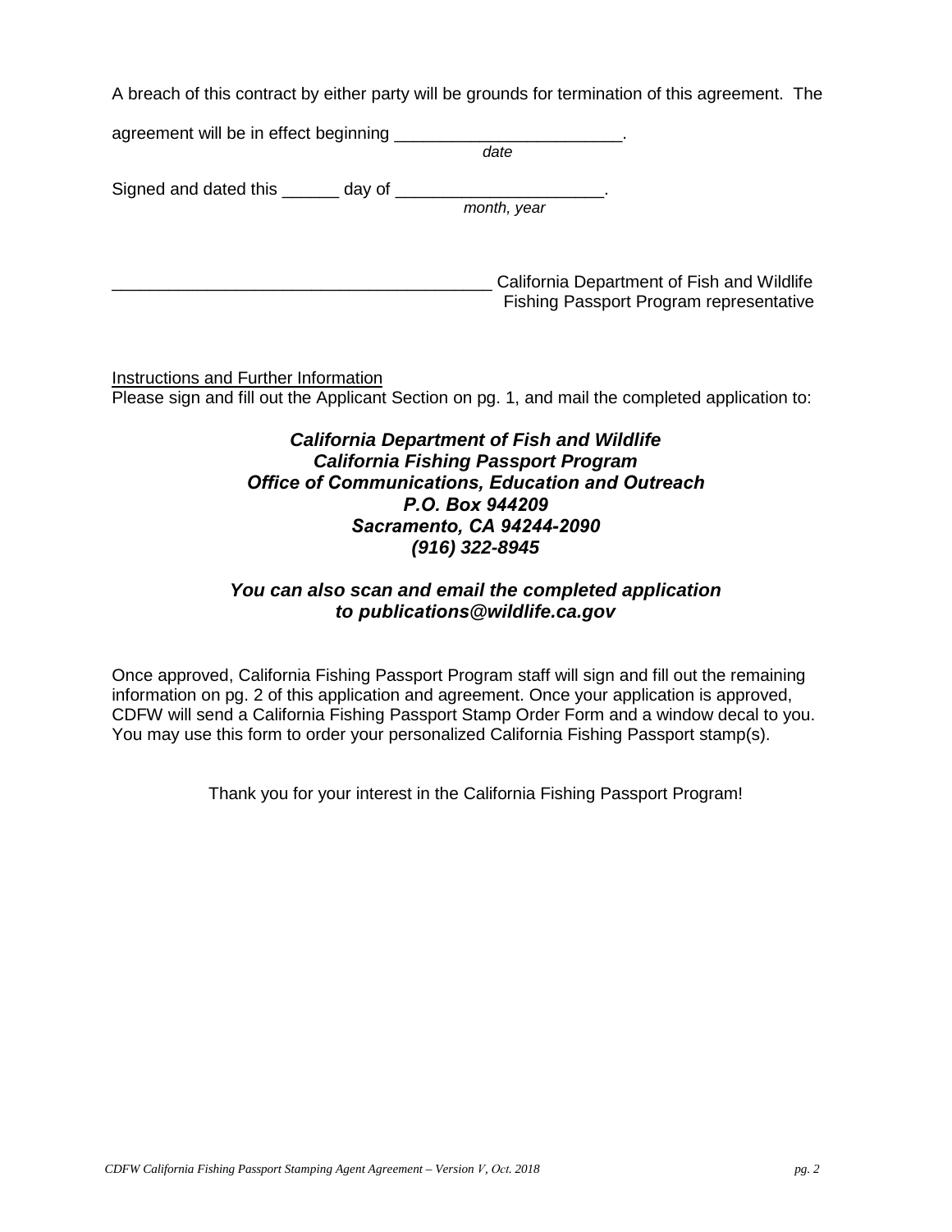A breach of this contract by either party will be grounds for termination of this agreement. The agreement will be in effect beginning ________________________.
*date*

Signed and dated this ______ day of ______________________.
*month, year*

________________________________________ California Department of Fish and Wildlife Fishing Passport Program representative

Instructions and Further Information

Please sign and fill out the Applicant Section on pg. 1, and mail the completed application to:

***California Department of Fish and Wildlife***
***California Fishing Passport Program***
***Office of Communications, Education and Outreach***
***P.O. Box 944209***
***Sacramento, CA 94244-2090***
***(916) 322-8945***

***You can also scan and email the completed application to publications@wildlife.ca.gov***

Once approved, California Fishing Passport Program staff will sign and fill out the remaining information on pg. 2 of this application and agreement. Once your application is approved, CDFW will send a California Fishing Passport Stamp Order Form and a window decal to you. You may use this form to order your personalized California Fishing Passport stamp(s).

Thank you for your interest in the California Fishing Passport Program!